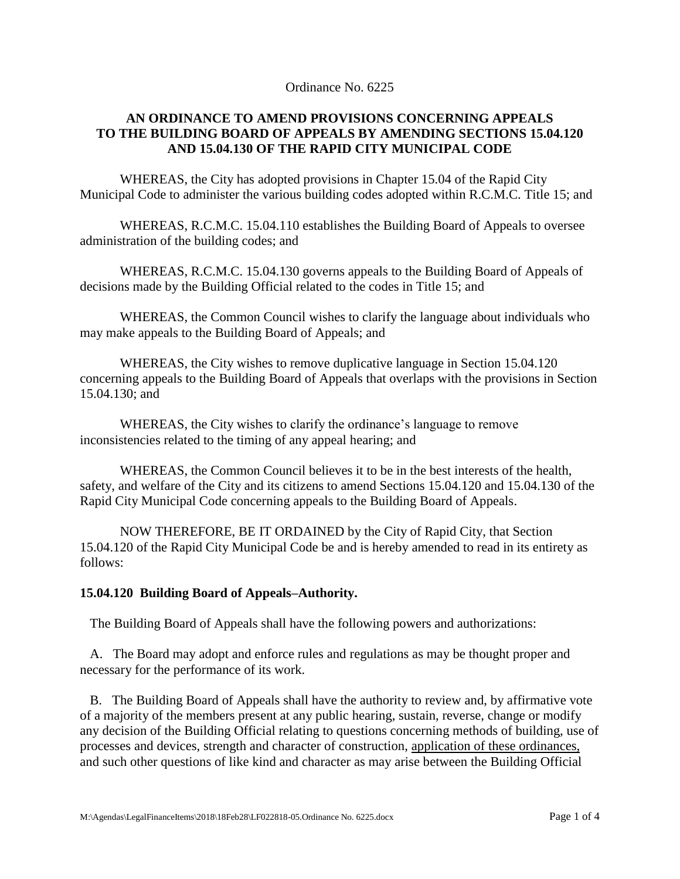Ordinance No. 6225

# AN ORDINANCE TO AMEND PROVISIONS CONCERNING APPEALS TO THE BUILDING BOARD OF APPEALS BY AMENDING SECTIONS 15.04.120 AND 15.04.130 OF THE RAPID CITY MUNICIPAL CODE

WHEREAS, the City has adopted provisions in Chapter 15.04 of the Rapid City Municipal Code to administer the various building codes adopted within R.C.M.C. Title 15; and

WHEREAS, R.C.M.C. 15.04.110 establishes the Building Board of Appeals to oversee administration of the building codes; and

WHEREAS, R.C.M.C. 15.04.130 governs appeals to the Building Board of Appeals of decisions made by the Building Official related to the codes in Title 15; and

WHEREAS, the Common Council wishes to clarify the language about individuals who may make appeals to the Building Board of Appeals; and

WHEREAS, the City wishes to remove duplicative language in Section 15.04.120 concerning appeals to the Building Board of Appeals that overlaps with the provisions in Section 15.04.130; and

WHEREAS, the City wishes to clarify the ordinance's language to remove inconsistencies related to the timing of any appeal hearing; and

WHEREAS, the Common Council believes it to be in the best interests of the health, safety, and welfare of the City and its citizens to amend Sections 15.04.120 and 15.04.130 of the Rapid City Municipal Code concerning appeals to the Building Board of Appeals.

NOW THEREFORE, BE IT ORDAINED by the City of Rapid City, that Section 15.04.120 of the Rapid City Municipal Code be and is hereby amended to read in its entirety as follows:

**15.04.120 Building Board of Appeals–Authority.**

The Building Board of Appeals shall have the following powers and authorizations:

A. The Board may adopt and enforce rules and regulations as may be thought proper and necessary for the performance of its work.

B. The Building Board of Appeals shall have the authority to review and, by affirmative vote of a majority of the members present at any public hearing, sustain, reverse, change or modify any decision of the Building Official relating to questions concerning methods of building, use of processes and devices, strength and character of construction, <u>application of these ordinances,</u> and such other questions of like kind and character as may arise between the Building Official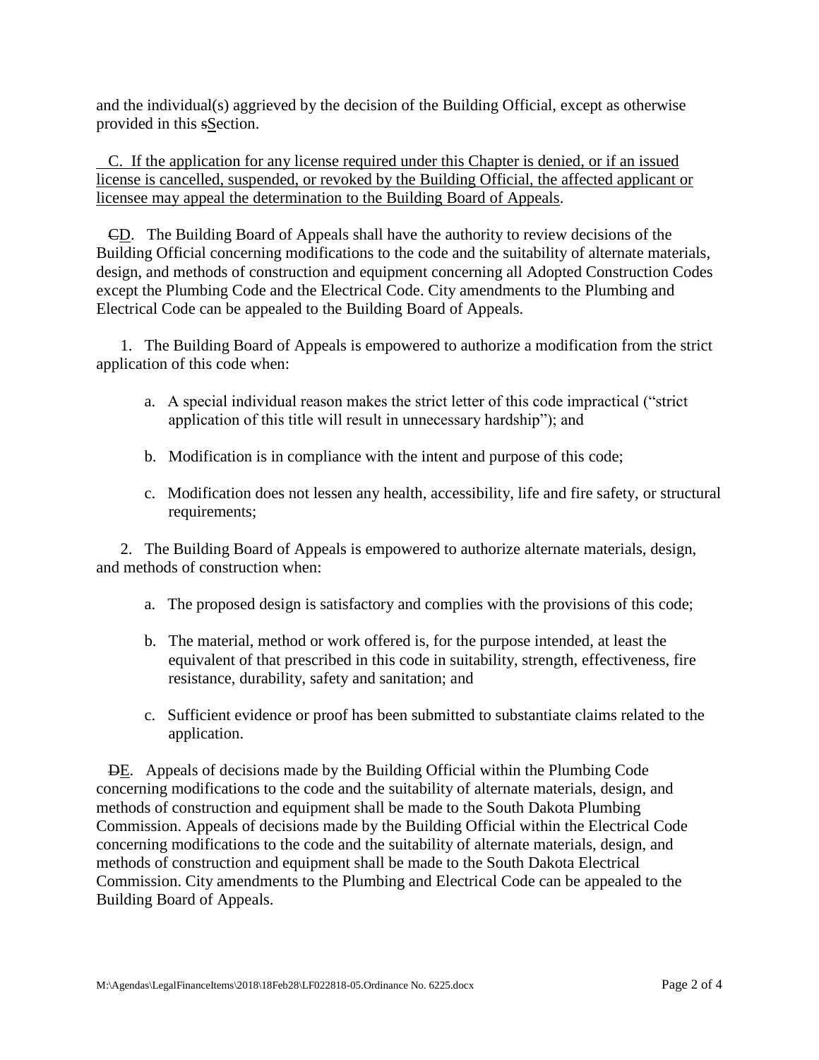and the individual(s) aggrieved by the decision of the Building Official, except as otherwise provided in this ~~s~~<u>S</u>ection.

<u>C. If the application for any license required under this Chapter is denied, or if an issued license is cancelled, suspended, or revoked by the Building Official, the affected applicant or licensee may appeal the determination to the Building Board of Appeals</u>.

~~C~~<u>D</u>. The Building Board of Appeals shall have the authority to review decisions of the Building Official concerning modifications to the code and the suitability of alternate materials, design, and methods of construction and equipment concerning all Adopted Construction Codes except the Plumbing Code and the Electrical Code. City amendments to the Plumbing and Electrical Code can be appealed to the Building Board of Appeals.

1. The Building Board of Appeals is empowered to authorize a modification from the strict application of this code when:

   a. A special individual reason makes the strict letter of this code impractical ("strict application of this title will result in unnecessary hardship"); and

   b. Modification is in compliance with the intent and purpose of this code;

   c. Modification does not lessen any health, accessibility, life and fire safety, or structural requirements;

2. The Building Board of Appeals is empowered to authorize alternate materials, design, and methods of construction when:

   a. The proposed design is satisfactory and complies with the provisions of this code;

   b. The material, method or work offered is, for the purpose intended, at least the equivalent of that prescribed in this code in suitability, strength, effectiveness, fire resistance, durability, safety and sanitation; and

   c. Sufficient evidence or proof has been submitted to substantiate claims related to the application.

~~D~~<u>E</u>. Appeals of decisions made by the Building Official within the Plumbing Code concerning modifications to the code and the suitability of alternate materials, design, and methods of construction and equipment shall be made to the South Dakota Plumbing Commission. Appeals of decisions made by the Building Official within the Electrical Code concerning modifications to the code and the suitability of alternate materials, design, and methods of construction and equipment shall be made to the South Dakota Electrical Commission. City amendments to the Plumbing and Electrical Code can be appealed to the Building Board of Appeals.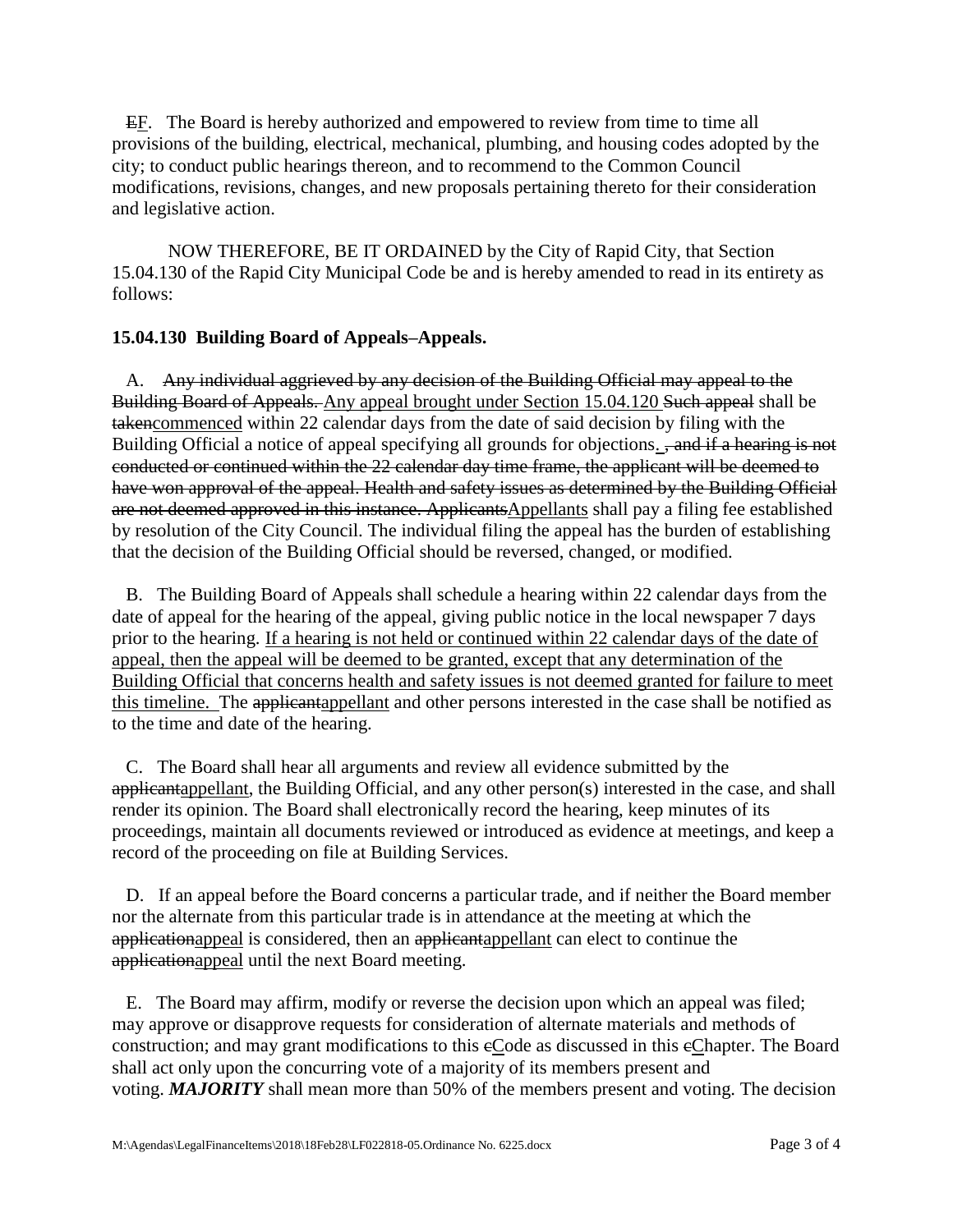~~E~~<u>F</u>. The Board is hereby authorized and empowered to review from time to time all provisions of the building, electrical, mechanical, plumbing, and housing codes adopted by the city; to conduct public hearings thereon, and to recommend to the Common Council modifications, revisions, changes, and new proposals pertaining thereto for their consideration and legislative action.

NOW THEREFORE, BE IT ORDAINED by the City of Rapid City, that Section 15.04.130 of the Rapid City Municipal Code be and is hereby amended to read in its entirety as follows:

**15.04.130 Building Board of Appeals–Appeals.**

A. ~~Any individual aggrieved by any decision of the Building Official may appeal to the Building Board of Appeals.~~ <u>Any appeal brought under Section 15.04.120</u> ~~Such appeal~~ shall be ~~taken~~<u>commenced</u> within 22 calendar days from the date of said decision by filing with the Building Official a notice of appeal specifying all grounds for objections<u>.</u> ~~, and if a hearing is not conducted or continued within the 22 calendar day time frame, the applicant will be deemed to have won approval of the appeal. Health and safety issues as determined by the Building Official are not deemed approved in this instance. Applicants~~<u>Appellants</u> shall pay a filing fee established by resolution of the City Council. The individual filing the appeal has the burden of establishing that the decision of the Building Official should be reversed, changed, or modified.

B. The Building Board of Appeals shall schedule a hearing within 22 calendar days from the date of appeal for the hearing of the appeal, giving public notice in the local newspaper 7 days prior to the hearing. <u>If a hearing is not held or continued within 22 calendar days of the date of appeal, then the appeal will be deemed to be granted, except that any determination of the Building Official that concerns health and safety issues is not deemed granted for failure to meet this timeline.</u> The ~~applicant~~<u>appellant</u> and other persons interested in the case shall be notified as to the time and date of the hearing.

C. The Board shall hear all arguments and review all evidence submitted by the ~~applicant~~<u>appellant</u>, the Building Official, and any other person(s) interested in the case, and shall render its opinion. The Board shall electronically record the hearing, keep minutes of its proceedings, maintain all documents reviewed or introduced as evidence at meetings, and keep a record of the proceeding on file at Building Services.

D. If an appeal before the Board concerns a particular trade, and if neither the Board member nor the alternate from this particular trade is in attendance at the meeting at which the ~~application~~<u>appeal</u> is considered, then an ~~applicant~~<u>appellant</u> can elect to continue the ~~application~~<u>appeal</u> until the next Board meeting.

E. The Board may affirm, modify or reverse the decision upon which an appeal was filed; may approve or disapprove requests for consideration of alternate materials and methods of construction; and may grant modifications to this ~~c~~<u>C</u>ode as discussed in this ~~c~~<u>C</u>hapter. The Board shall act only upon the concurring vote of a majority of its members present and voting. ***MAJORITY*** shall mean more than 50% of the members present and voting. The decision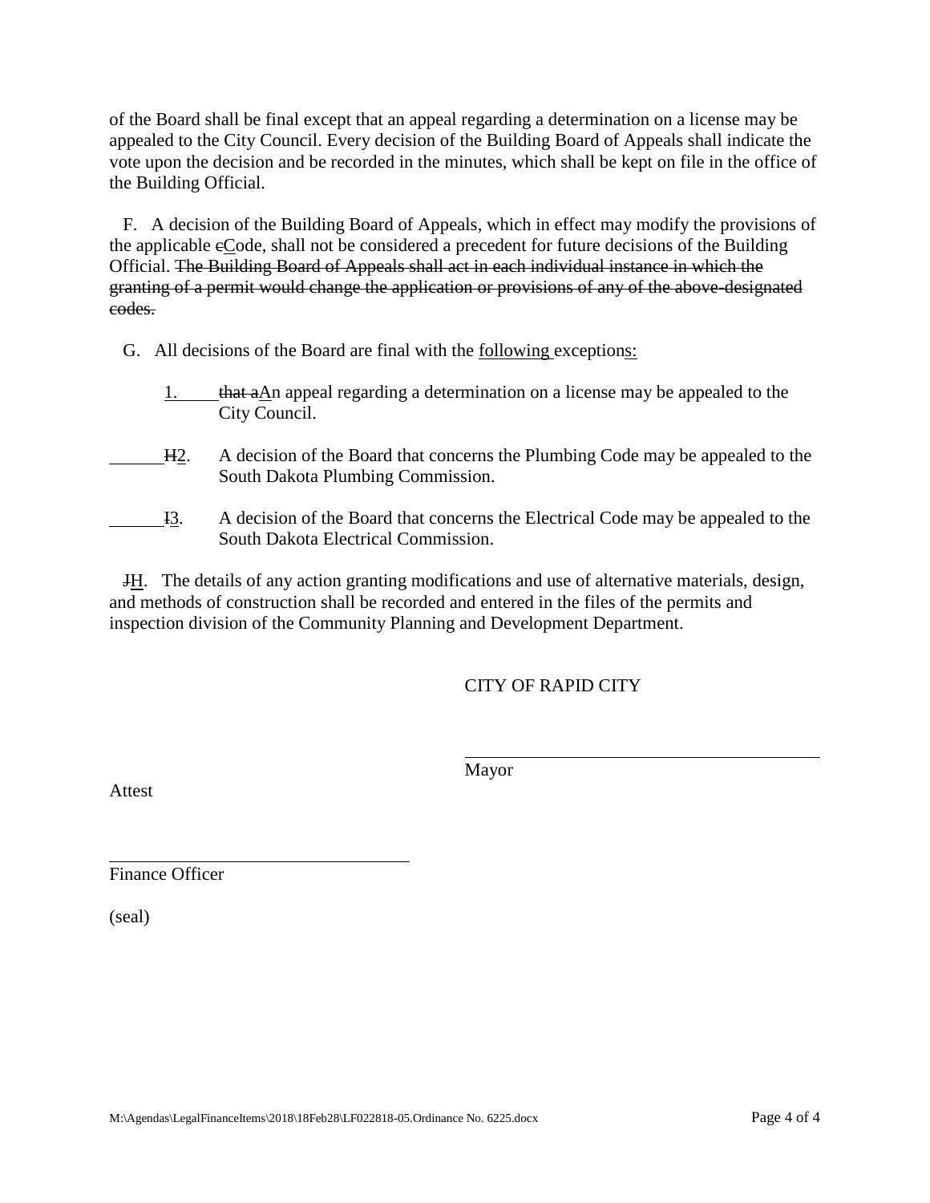of the Board shall be final except that an appeal regarding a determination on a license may be appealed to the City Council. Every decision of the Building Board of Appeals shall indicate the vote upon the decision and be recorded in the minutes, which shall be kept on file in the office of the Building Official.

F. A decision of the Building Board of Appeals, which in effect may modify the provisions of the applicable ~~c~~<u>C</u>ode, shall not be considered a precedent for future decisions of the Building Official. ~~The Building Board of Appeals shall act in each individual instance in which the granting of a permit would change the application or provisions of any of the above-designated codes.~~

G. All decisions of the Board are final with the <u>following</u> exception<u>s:</u>

<u>1.</u> ~~that a~~<u>A</u>n appeal regarding a determination on a license may be appealed to the City Council.

~~H~~<u>2</u>. A decision of the Board that concerns the Plumbing Code may be appealed to the South Dakota Plumbing Commission.

~~I~~<u>3</u>. A decision of the Board that concerns the Electrical Code may be appealed to the South Dakota Electrical Commission.

~~J~~<u>H</u>. The details of any action granting modifications and use of alternative materials, design, and methods of construction shall be recorded and entered in the files of the permits and inspection division of the Community Planning and Development Department.

CITY OF RAPID CITY

\_\_\_\_\_\_\_\_\_\_\_\_\_\_\_\_\_\_\_\_\_\_\_\_\_\_\_\_\_\_\_\_\_\_\_\_\_\_\_\_
Mayor

Attest

\_\_\_\_\_\_\_\_\_\_\_\_\_\_\_\_\_\_\_\_\_\_\_\_\_\_\_\_\_\_\_\_\_\_
Finance Officer

(seal)

M:\Agendas\LegalFinanceItems\2018\18Feb28\LF022818-05.Ordinance No. 6225.docx